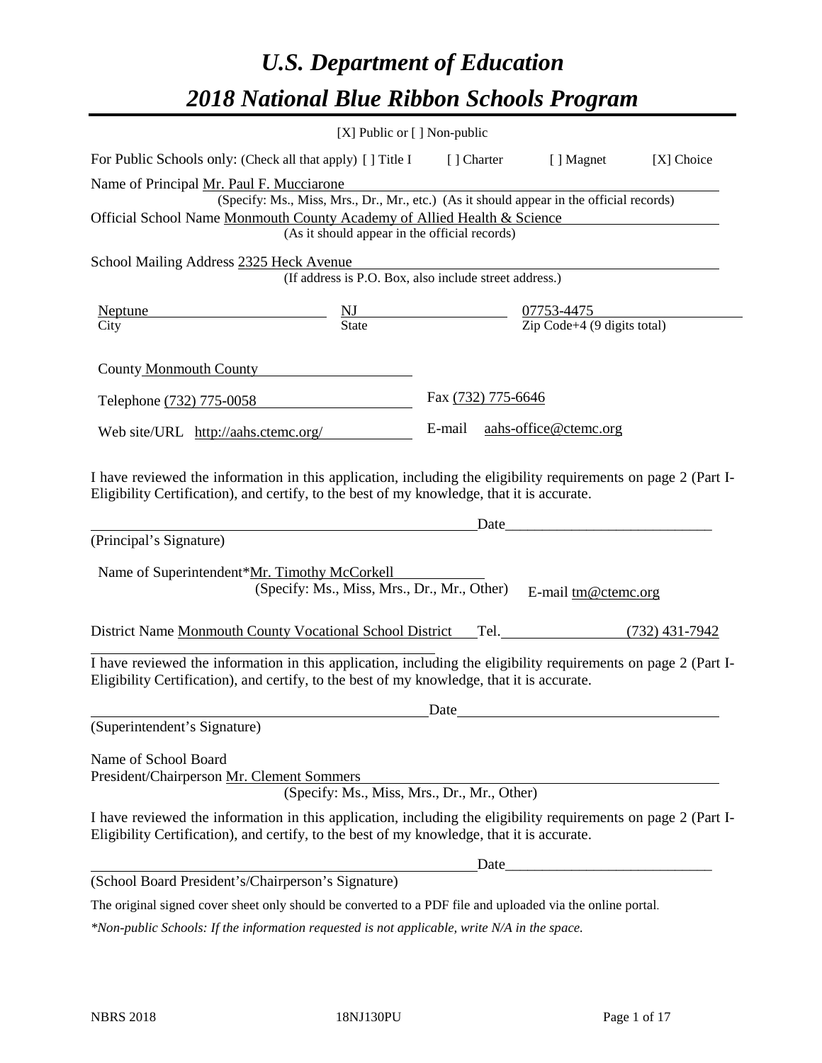# *U.S. Department of Education*

# *2018 National Blue Ribbon Schools Program*

[X] Public or [ ] Non-public

For Public Schools only: (Check all that apply) [ ] Title I [ ] Charter [ ] Magnet [X] Choice

Name of Principal Mr. Paul F. Mucciarone

(Specify: Ms., Miss, Mrs., Dr., Mr., etc.) (As it should appear in the official records)

Official School Name Monmouth County Academy of Allied Health & Science

(As it should appear in the official records)

School Mailing Address 2325 Heck Avenue

(If address is P.O. Box, also include street address.)

| Neptune | NJ | 07753-4475 |
|---|---|---|
| City | State | Zip Code+4 (9 digits total) |

County Monmouth County

Telephone (732) 775-0058 Fax (732) 775-6646

Web site/URL http://aahs.ctemc.org/ E-mail aahs-office@ctemc.org

I have reviewed the information in this application, including the eligibility requirements on page 2 (Part I-Eligibility Certification), and certify, to the best of my knowledge, that it is accurate.

_____________________________________ Date___________________

(Principal's Signature)

Name of Superintendent*Mr. Timothy McCorkell

(Specify: Ms., Miss, Mrs., Dr., Mr., Other) E-mail tm@ctemc.org

District Name Monmouth County Vocational School District Tel. (732) 431-7942

I have reviewed the information in this application, including the eligibility requirements on page 2 (Part I-Eligibility Certification), and certify, to the best of my knowledge, that it is accurate.

_____________________________________ Date___________________

(Superintendent's Signature)

Name of School Board
President/Chairperson Mr. Clement Sommers

(Specify: Ms., Miss, Mrs., Dr., Mr., Other)

I have reviewed the information in this application, including the eligibility requirements on page 2 (Part I-Eligibility Certification), and certify, to the best of my knowledge, that it is accurate.

_____________________________________ Date___________________

(School Board President's/Chairperson's Signature)

The original signed cover sheet only should be converted to a PDF file and uploaded via the online portal.

*\*Non-public Schools: If the information requested is not applicable, write N/A in the space.*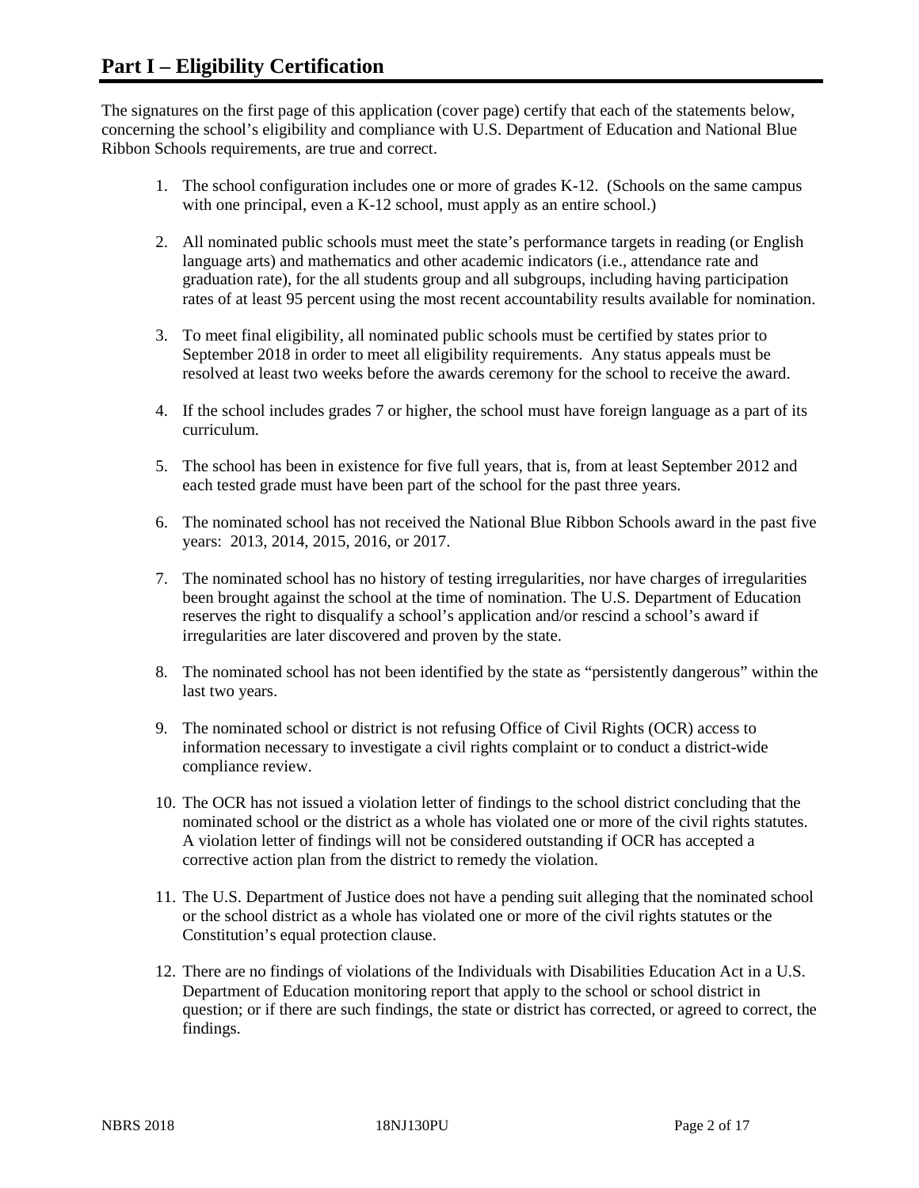# Part I – Eligibility Certification

The signatures on the first page of this application (cover page) certify that each of the statements below, concerning the school's eligibility and compliance with U.S. Department of Education and National Blue Ribbon Schools requirements, are true and correct.

1. The school configuration includes one or more of grades K-12. (Schools on the same campus with one principal, even a K-12 school, must apply as an entire school.)
2. All nominated public schools must meet the state's performance targets in reading (or English language arts) and mathematics and other academic indicators (i.e., attendance rate and graduation rate), for the all students group and all subgroups, including having participation rates of at least 95 percent using the most recent accountability results available for nomination.
3. To meet final eligibility, all nominated public schools must be certified by states prior to September 2018 in order to meet all eligibility requirements. Any status appeals must be resolved at least two weeks before the awards ceremony for the school to receive the award.
4. If the school includes grades 7 or higher, the school must have foreign language as a part of its curriculum.
5. The school has been in existence for five full years, that is, from at least September 2012 and each tested grade must have been part of the school for the past three years.
6. The nominated school has not received the National Blue Ribbon Schools award in the past five years: 2013, 2014, 2015, 2016, or 2017.
7. The nominated school has no history of testing irregularities, nor have charges of irregularities been brought against the school at the time of nomination. The U.S. Department of Education reserves the right to disqualify a school's application and/or rescind a school's award if irregularities are later discovered and proven by the state.
8. The nominated school has not been identified by the state as "persistently dangerous" within the last two years.
9. The nominated school or district is not refusing Office of Civil Rights (OCR) access to information necessary to investigate a civil rights complaint or to conduct a district-wide compliance review.
10. The OCR has not issued a violation letter of findings to the school district concluding that the nominated school or the district as a whole has violated one or more of the civil rights statutes. A violation letter of findings will not be considered outstanding if OCR has accepted a corrective action plan from the district to remedy the violation.
11. The U.S. Department of Justice does not have a pending suit alleging that the nominated school or the school district as a whole has violated one or more of the civil rights statutes or the Constitution's equal protection clause.
12. There are no findings of violations of the Individuals with Disabilities Education Act in a U.S. Department of Education monitoring report that apply to the school or school district in question; or if there are such findings, the state or district has corrected, or agreed to correct, the findings.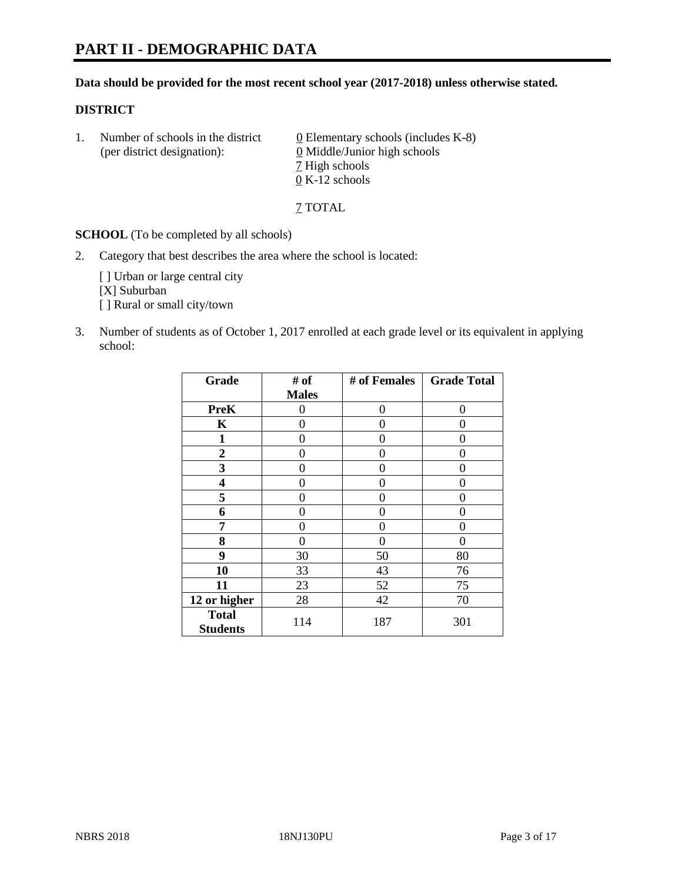# PART II - DEMOGRAPHIC DATA

**Data should be provided for the most recent school year (2017-2018) unless otherwise stated.**

## DISTRICT

1. Number of schools in the district (per district designation):
   - 0 Elementary schools (includes K-8)
   - 0 Middle/Junior high schools
   - 7 High schools
   - 0 K-12 schools

   7 TOTAL

**SCHOOL** (To be completed by all schools)

2. Category that best describes the area where the school is located:

   [ ] Urban or large central city
   [X] Suburban
   [ ] Rural or small city/town

3. Number of students as of October 1, 2017 enrolled at each grade level or its equivalent in applying school:

| Grade | # of Males | # of Females | Grade Total |
|---|---|---|---|
| PreK | 0 | 0 | 0 |
| K | 0 | 0 | 0 |
| 1 | 0 | 0 | 0 |
| 2 | 0 | 0 | 0 |
| 3 | 0 | 0 | 0 |
| 4 | 0 | 0 | 0 |
| 5 | 0 | 0 | 0 |
| 6 | 0 | 0 | 0 |
| 7 | 0 | 0 | 0 |
| 8 | 0 | 0 | 0 |
| 9 | 30 | 50 | 80 |
| 10 | 33 | 43 | 76 |
| 11 | 23 | 52 | 75 |
| 12 or higher | 28 | 42 | 70 |
| **Total Students** | 114 | 187 | 301 |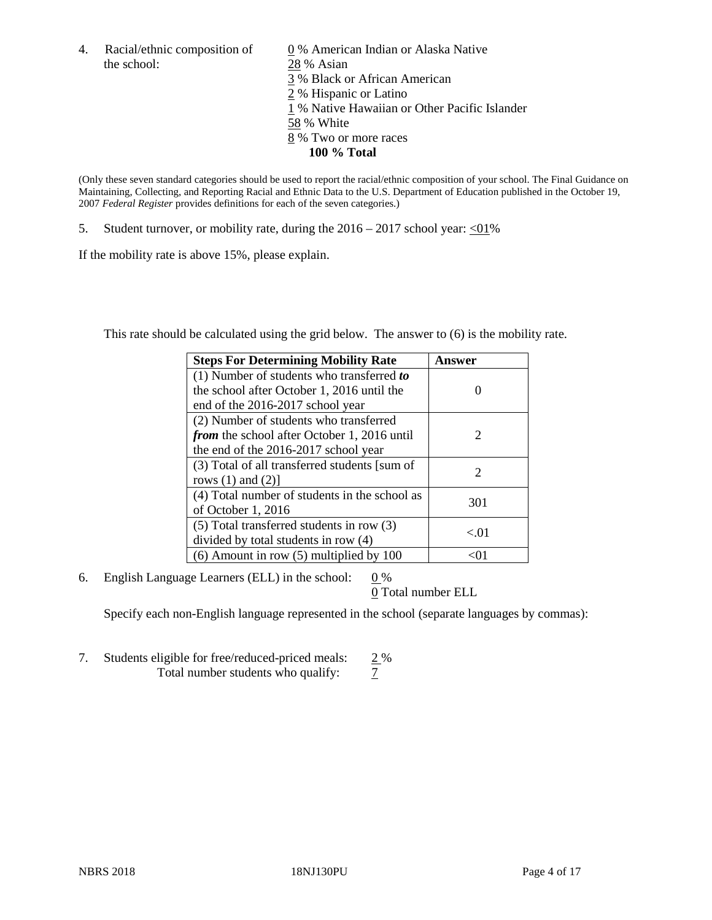4. Racial/ethnic composition of the school:

0 % American Indian or Alaska Native
28 % Asian
3 % Black or African American
2 % Hispanic or Latino
1 % Native Hawaiian or Other Pacific Islander
58 % White
8 % Two or more races
**100 % Total**

(Only these seven standard categories should be used to report the racial/ethnic composition of your school. The Final Guidance on Maintaining, Collecting, and Reporting Racial and Ethnic Data to the U.S. Department of Education published in the October 19, 2007 *Federal Register* provides definitions for each of the seven categories.)

5. Student turnover, or mobility rate, during the 2016 – 2017 school year: <01%

If the mobility rate is above 15%, please explain.

This rate should be calculated using the grid below. The answer to (6) is the mobility rate.

| **Steps For Determining Mobility Rate** | **Answer** |
|---|---|
| (1) Number of students who transferred ***to*** the school after October 1, 2016 until the end of the 2016-2017 school year | 0 |
| (2) Number of students who transferred ***from*** the school after October 1, 2016 until the end of the 2016-2017 school year | 2 |
| (3) Total of all transferred students [sum of rows (1) and (2)] | 2 |
| (4) Total number of students in the school as of October 1, 2016 | 301 |
| (5) Total transferred students in row (3) divided by total students in row (4) | <.01 |
| (6) Amount in row (5) multiplied by 100 | <01 |

6. English Language Learners (ELL) in the school: 0 %
0 Total number ELL

Specify each non-English language represented in the school (separate languages by commas):

7. Students eligible for free/reduced-priced meals: 2 %
Total number students who qualify: 7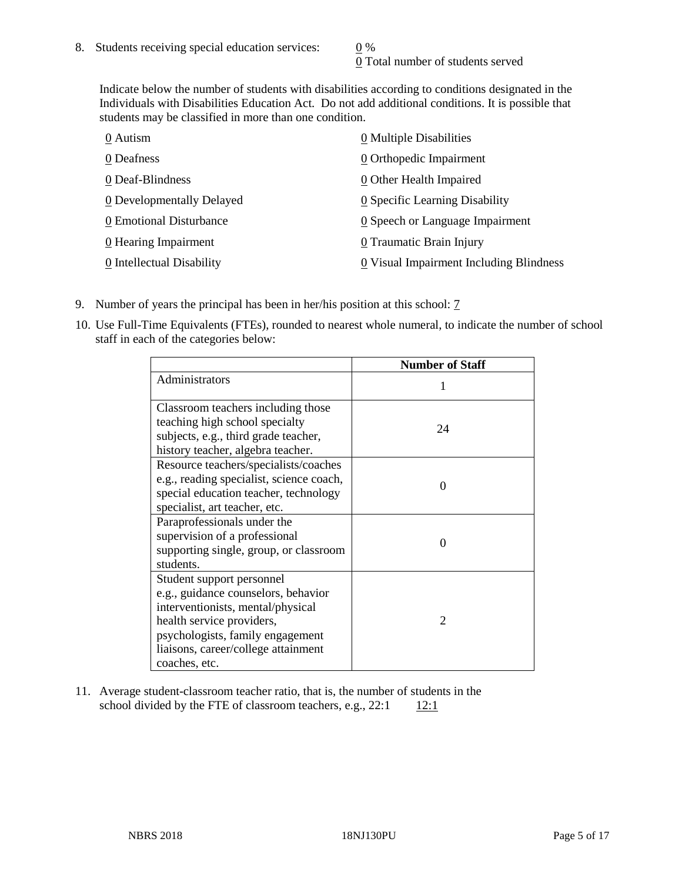8. Students receiving special education services: 0 %
0 Total number of students served

Indicate below the number of students with disabilities according to conditions designated in the Individuals with Disabilities Education Act. Do not add additional conditions. It is possible that students may be classified in more than one condition.

0 Autism
0 Deafness
0 Deaf-Blindness
0 Developmentally Delayed
0 Emotional Disturbance
0 Hearing Impairment
0 Intellectual Disability
0 Multiple Disabilities
0 Orthopedic Impairment
0 Other Health Impaired
0 Specific Learning Disability
0 Speech or Language Impairment
0 Traumatic Brain Injury
0 Visual Impairment Including Blindness

9. Number of years the principal has been in her/his position at this school: 7

10. Use Full-Time Equivalents (FTEs), rounded to nearest whole numeral, to indicate the number of school staff in each of the categories below:

| | Number of Staff |
|---|---|
| Administrators | 1 |
| Classroom teachers including those teaching high school specialty subjects, e.g., third grade teacher, history teacher, algebra teacher. | 24 |
| Resource teachers/specialists/coaches e.g., reading specialist, science coach, special education teacher, technology specialist, art teacher, etc. | 0 |
| Paraprofessionals under the supervision of a professional supporting single, group, or classroom students. | 0 |
| Student support personnel e.g., guidance counselors, behavior interventionists, mental/physical health service providers, psychologists, family engagement liaisons, career/college attainment coaches, etc. | 2 |

11. Average student-classroom teacher ratio, that is, the number of students in the school divided by the FTE of classroom teachers, e.g., 22:1 12:1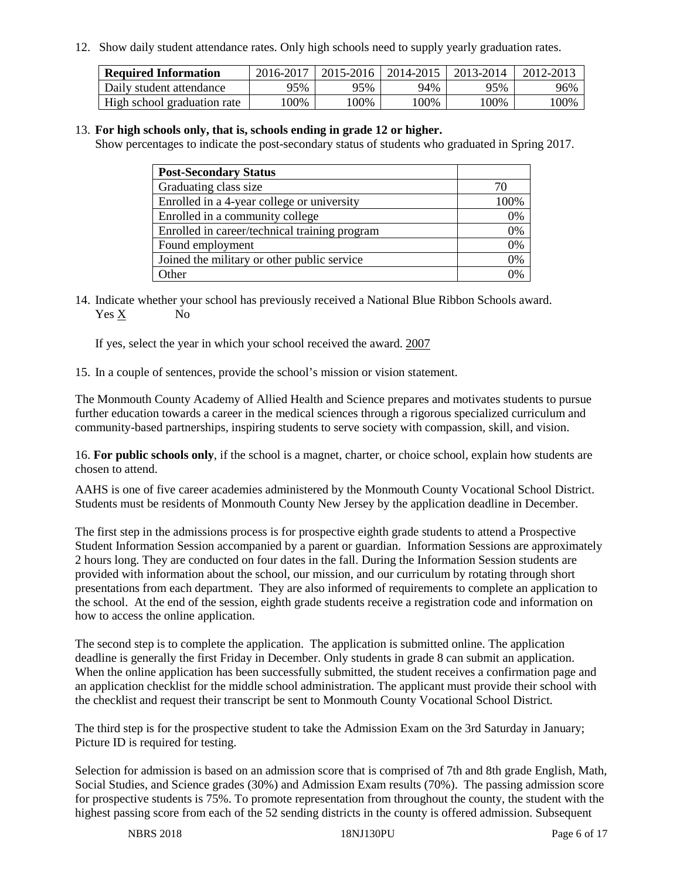12. Show daily student attendance rates. Only high schools need to supply yearly graduation rates.

| Required Information | 2016-2017 | 2015-2016 | 2014-2015 | 2013-2014 | 2012-2013 |
|---|---|---|---|---|---|
| Daily student attendance | 95% | 95% | 94% | 95% | 96% |
| High school graduation rate | 100% | 100% | 100% | 100% | 100% |

13. **For high schools only, that is, schools ending in grade 12 or higher.**
Show percentages to indicate the post-secondary status of students who graduated in Spring 2017.

| Post-Secondary Status | |
|---|---|
| Graduating class size | 70 |
| Enrolled in a 4-year college or university | 100% |
| Enrolled in a community college | 0% |
| Enrolled in career/technical training program | 0% |
| Found employment | 0% |
| Joined the military or other public service | 0% |
| Other | 0% |

14. Indicate whether your school has previously received a National Blue Ribbon Schools award.
Yes X No

If yes, select the year in which your school received the award. 2007

15. In a couple of sentences, provide the school's mission or vision statement.

The Monmouth County Academy of Allied Health and Science prepares and motivates students to pursue further education towards a career in the medical sciences through a rigorous specialized curriculum and community-based partnerships, inspiring students to serve society with compassion, skill, and vision.

16. **For public schools only**, if the school is a magnet, charter, or choice school, explain how students are chosen to attend.

AAHS is one of five career academies administered by the Monmouth County Vocational School District. Students must be residents of Monmouth County New Jersey by the application deadline in December.

The first step in the admissions process is for prospective eighth grade students to attend a Prospective Student Information Session accompanied by a parent or guardian. Information Sessions are approximately 2 hours long. They are conducted on four dates in the fall. During the Information Session students are provided with information about the school, our mission, and our curriculum by rotating through short presentations from each department. They are also informed of requirements to complete an application to the school. At the end of the session, eighth grade students receive a registration code and information on how to access the online application.

The second step is to complete the application. The application is submitted online. The application deadline is generally the first Friday in December. Only students in grade 8 can submit an application. When the online application has been successfully submitted, the student receives a confirmation page and an application checklist for the middle school administration. The applicant must provide their school with the checklist and request their transcript be sent to Monmouth County Vocational School District.

The third step is for the prospective student to take the Admission Exam on the 3rd Saturday in January; Picture ID is required for testing.

Selection for admission is based on an admission score that is comprised of 7th and 8th grade English, Math, Social Studies, and Science grades (30%) and Admission Exam results (70%). The passing admission score for prospective students is 75%. To promote representation from throughout the county, the student with the highest passing score from each of the 52 sending districts in the county is offered admission. Subsequent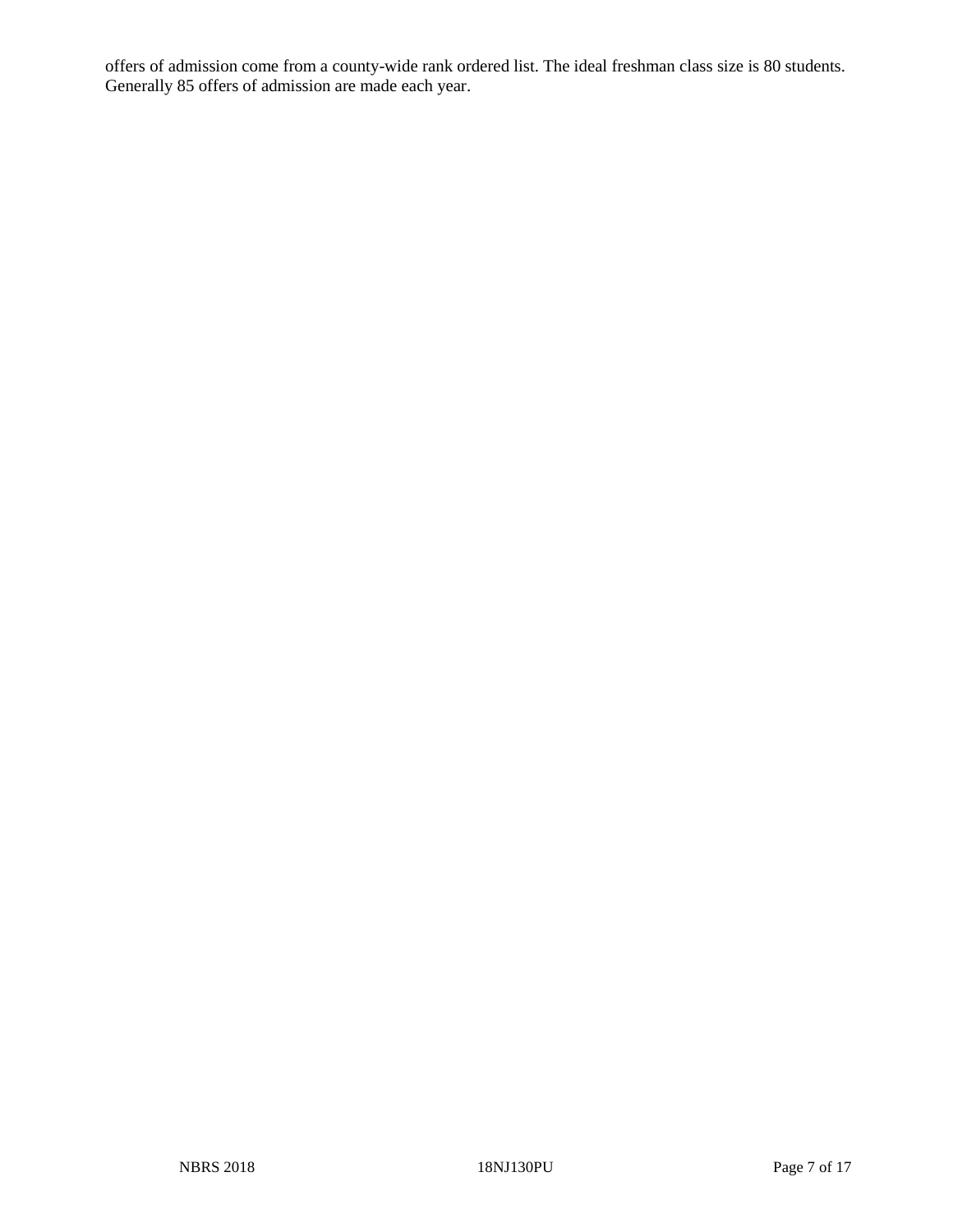offers of admission come from a county-wide rank ordered list. The ideal freshman class size is 80 students. Generally 85 offers of admission are made each year.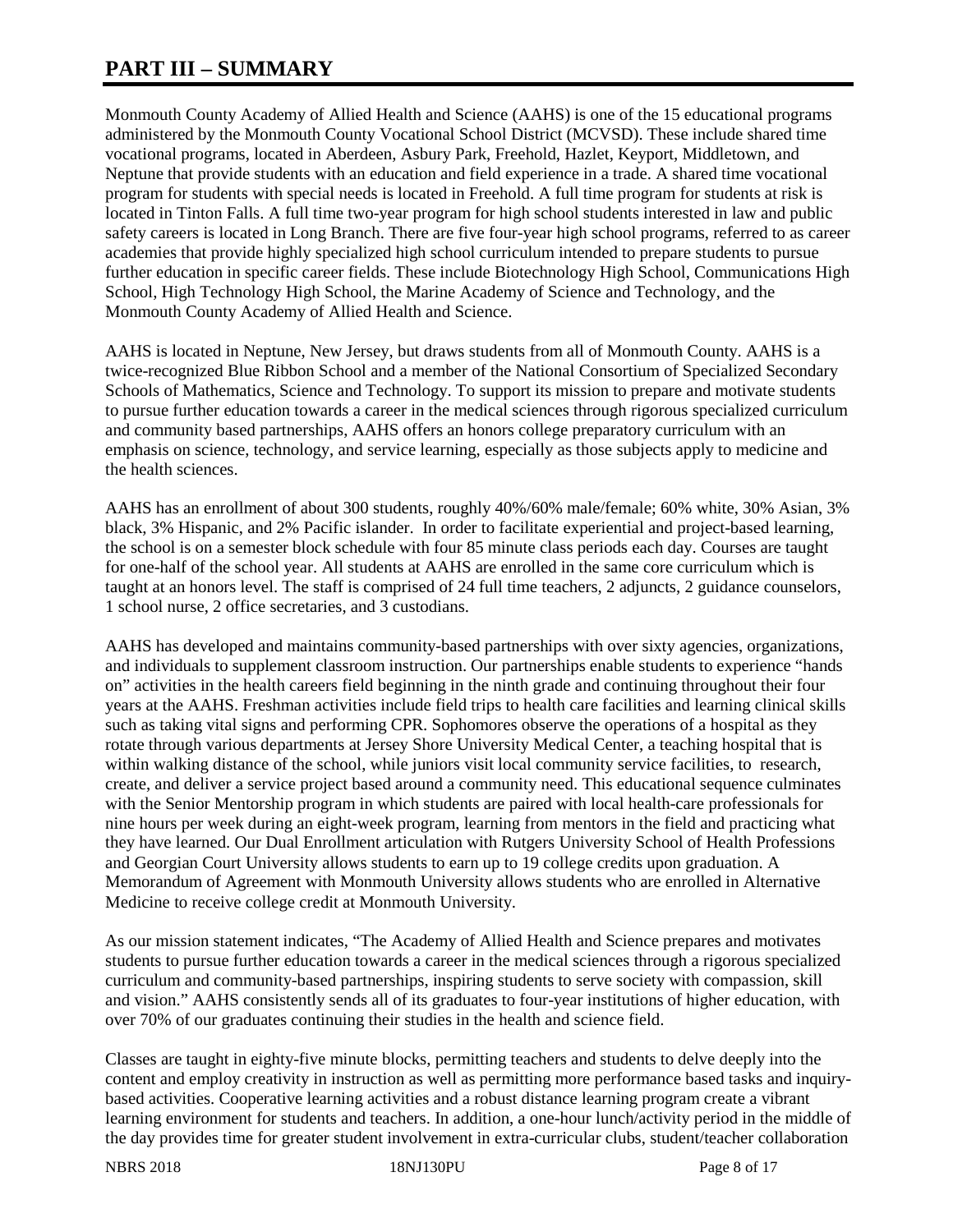# PART III – SUMMARY

Monmouth County Academy of Allied Health and Science (AAHS) is one of the 15 educational programs administered by the Monmouth County Vocational School District (MCVSD). These include shared time vocational programs, located in Aberdeen, Asbury Park, Freehold, Hazlet, Keyport, Middletown, and Neptune that provide students with an education and field experience in a trade. A shared time vocational program for students with special needs is located in Freehold. A full time program for students at risk is located in Tinton Falls. A full time two-year program for high school students interested in law and public safety careers is located in Long Branch. There are five four-year high school programs, referred to as career academies that provide highly specialized high school curriculum intended to prepare students to pursue further education in specific career fields. These include Biotechnology High School, Communications High School, High Technology High School, the Marine Academy of Science and Technology, and the Monmouth County Academy of Allied Health and Science.

AAHS is located in Neptune, New Jersey, but draws students from all of Monmouth County. AAHS is a twice-recognized Blue Ribbon School and a member of the National Consortium of Specialized Secondary Schools of Mathematics, Science and Technology. To support its mission to prepare and motivate students to pursue further education towards a career in the medical sciences through rigorous specialized curriculum and community based partnerships, AAHS offers an honors college preparatory curriculum with an emphasis on science, technology, and service learning, especially as those subjects apply to medicine and the health sciences.

AAHS has an enrollment of about 300 students, roughly 40%/60% male/female; 60% white, 30% Asian, 3% black, 3% Hispanic, and 2% Pacific islander. In order to facilitate experiential and project-based learning, the school is on a semester block schedule with four 85 minute class periods each day. Courses are taught for one-half of the school year. All students at AAHS are enrolled in the same core curriculum which is taught at an honors level. The staff is comprised of 24 full time teachers, 2 adjuncts, 2 guidance counselors, 1 school nurse, 2 office secretaries, and 3 custodians.

AAHS has developed and maintains community-based partnerships with over sixty agencies, organizations, and individuals to supplement classroom instruction. Our partnerships enable students to experience "hands on" activities in the health careers field beginning in the ninth grade and continuing throughout their four years at the AAHS. Freshman activities include field trips to health care facilities and learning clinical skills such as taking vital signs and performing CPR. Sophomores observe the operations of a hospital as they rotate through various departments at Jersey Shore University Medical Center, a teaching hospital that is within walking distance of the school, while juniors visit local community service facilities, to research, create, and deliver a service project based around a community need. This educational sequence culminates with the Senior Mentorship program in which students are paired with local health-care professionals for nine hours per week during an eight-week program, learning from mentors in the field and practicing what they have learned. Our Dual Enrollment articulation with Rutgers University School of Health Professions and Georgian Court University allows students to earn up to 19 college credits upon graduation. A Memorandum of Agreement with Monmouth University allows students who are enrolled in Alternative Medicine to receive college credit at Monmouth University.

As our mission statement indicates, "The Academy of Allied Health and Science prepares and motivates students to pursue further education towards a career in the medical sciences through a rigorous specialized curriculum and community-based partnerships, inspiring students to serve society with compassion, skill and vision." AAHS consistently sends all of its graduates to four-year institutions of higher education, with over 70% of our graduates continuing their studies in the health and science field.

Classes are taught in eighty-five minute blocks, permitting teachers and students to delve deeply into the content and employ creativity in instruction as well as permitting more performance based tasks and inquiry-based activities. Cooperative learning activities and a robust distance learning program create a vibrant learning environment for students and teachers. In addition, a one-hour lunch/activity period in the middle of the day provides time for greater student involvement in extra-curricular clubs, student/teacher collaboration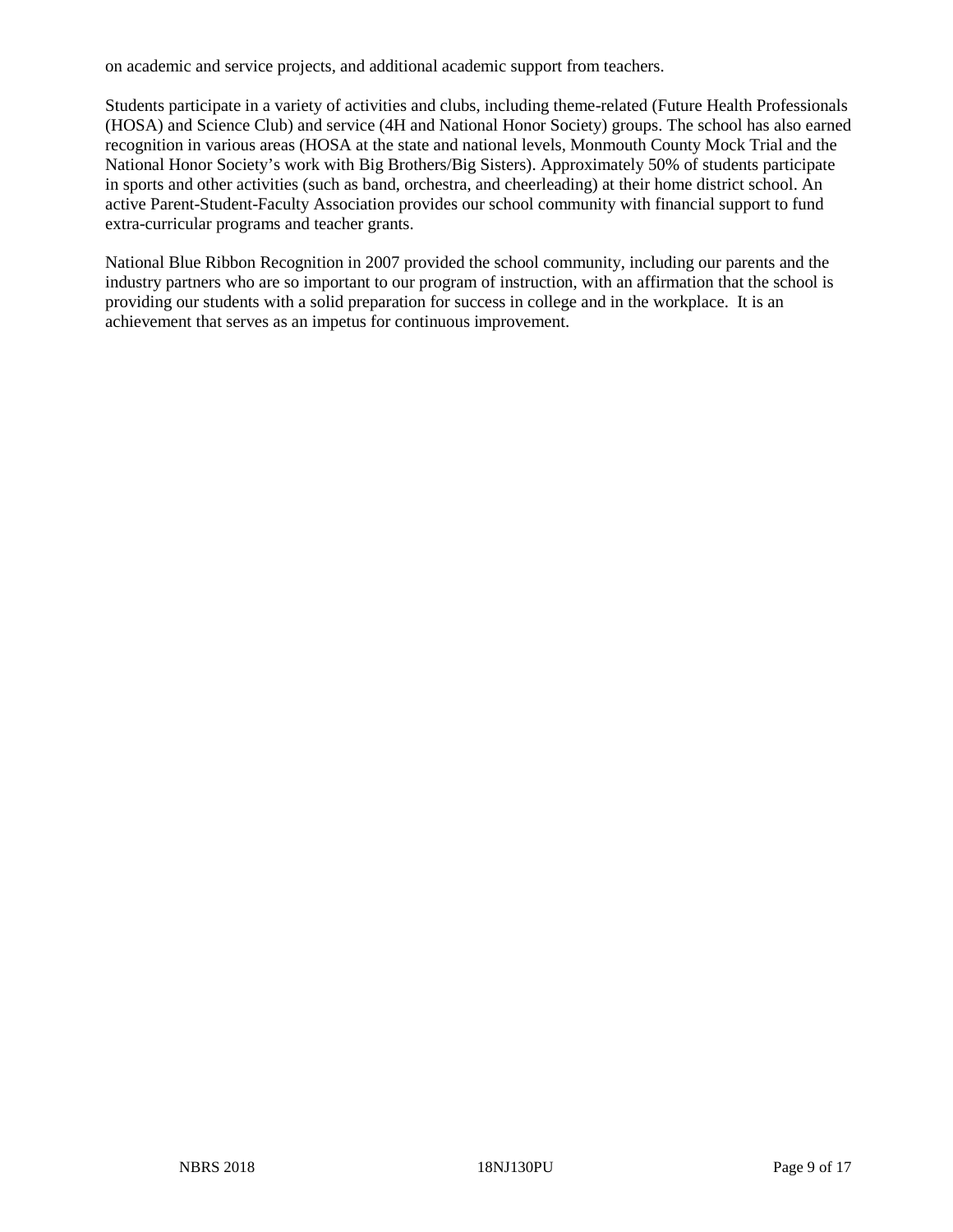on academic and service projects, and additional academic support from teachers.

Students participate in a variety of activities and clubs, including theme-related (Future Health Professionals (HOSA) and Science Club) and service (4H and National Honor Society) groups. The school has also earned recognition in various areas (HOSA at the state and national levels, Monmouth County Mock Trial and the National Honor Society's work with Big Brothers/Big Sisters). Approximately 50% of students participate in sports and other activities (such as band, orchestra, and cheerleading) at their home district school. An active Parent-Student-Faculty Association provides our school community with financial support to fund extra-curricular programs and teacher grants.

National Blue Ribbon Recognition in 2007 provided the school community, including our parents and the industry partners who are so important to our program of instruction, with an affirmation that the school is providing our students with a solid preparation for success in college and in the workplace. It is an achievement that serves as an impetus for continuous improvement.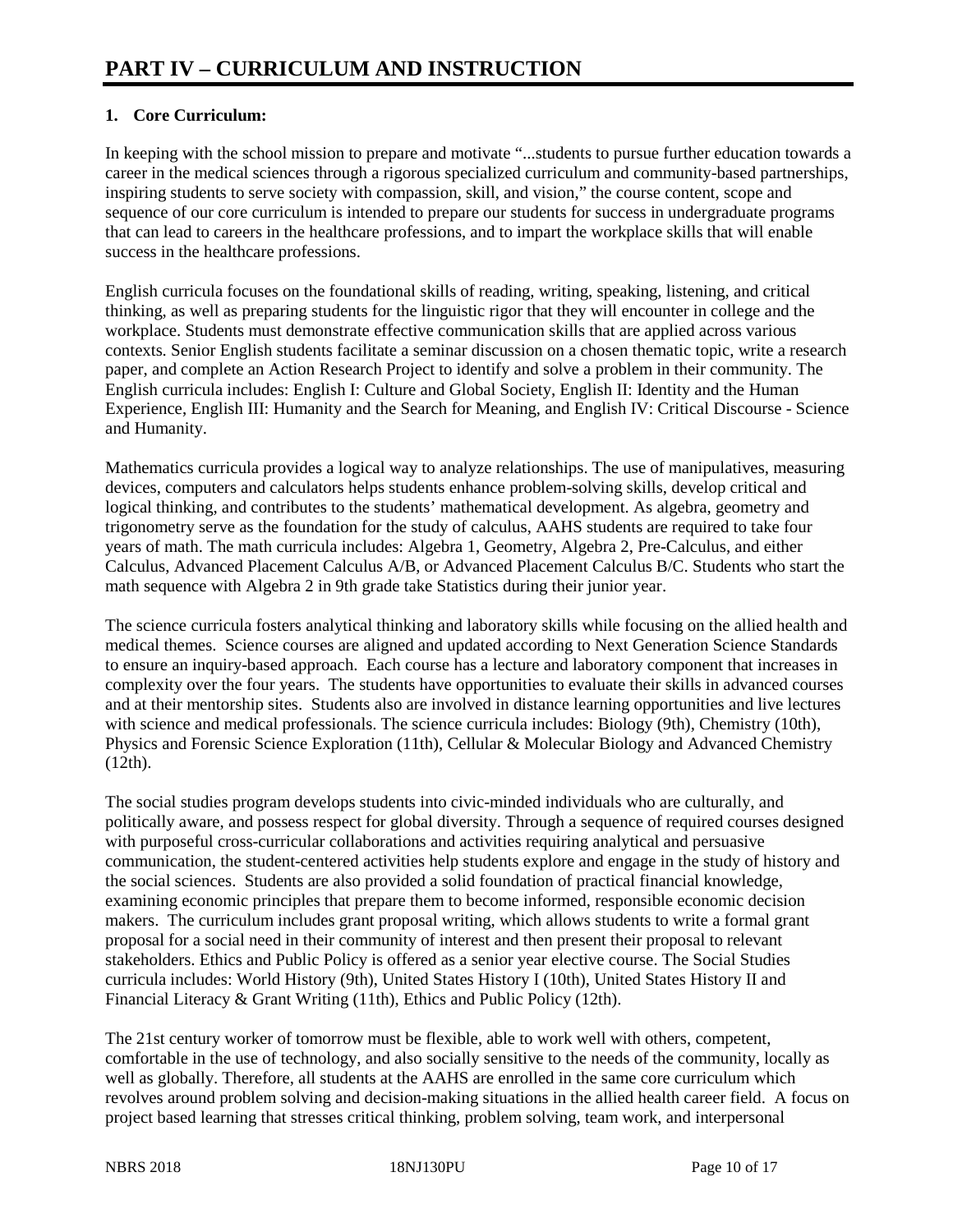# PART IV – CURRICULUM AND INSTRUCTION

## 1. Core Curriculum:

In keeping with the school mission to prepare and motivate "...students to pursue further education towards a career in the medical sciences through a rigorous specialized curriculum and community-based partnerships, inspiring students to serve society with compassion, skill, and vision," the course content, scope and sequence of our core curriculum is intended to prepare our students for success in undergraduate programs that can lead to careers in the healthcare professions, and to impart the workplace skills that will enable success in the healthcare professions.

English curricula focuses on the foundational skills of reading, writing, speaking, listening, and critical thinking, as well as preparing students for the linguistic rigor that they will encounter in college and the workplace. Students must demonstrate effective communication skills that are applied across various contexts. Senior English students facilitate a seminar discussion on a chosen thematic topic, write a research paper, and complete an Action Research Project to identify and solve a problem in their community. The English curricula includes: English I: Culture and Global Society, English II: Identity and the Human Experience, English III: Humanity and the Search for Meaning, and English IV: Critical Discourse - Science and Humanity.

Mathematics curricula provides a logical way to analyze relationships. The use of manipulatives, measuring devices, computers and calculators helps students enhance problem-solving skills, develop critical and logical thinking, and contributes to the students' mathematical development. As algebra, geometry and trigonometry serve as the foundation for the study of calculus, AAHS students are required to take four years of math. The math curricula includes: Algebra 1, Geometry, Algebra 2, Pre-Calculus, and either Calculus, Advanced Placement Calculus A/B, or Advanced Placement Calculus B/C. Students who start the math sequence with Algebra 2 in 9th grade take Statistics during their junior year.

The science curricula fosters analytical thinking and laboratory skills while focusing on the allied health and medical themes. Science courses are aligned and updated according to Next Generation Science Standards to ensure an inquiry-based approach. Each course has a lecture and laboratory component that increases in complexity over the four years. The students have opportunities to evaluate their skills in advanced courses and at their mentorship sites. Students also are involved in distance learning opportunities and live lectures with science and medical professionals. The science curricula includes: Biology (9th), Chemistry (10th), Physics and Forensic Science Exploration (11th), Cellular & Molecular Biology and Advanced Chemistry (12th).

The social studies program develops students into civic-minded individuals who are culturally, and politically aware, and possess respect for global diversity. Through a sequence of required courses designed with purposeful cross-curricular collaborations and activities requiring analytical and persuasive communication, the student-centered activities help students explore and engage in the study of history and the social sciences. Students are also provided a solid foundation of practical financial knowledge, examining economic principles that prepare them to become informed, responsible economic decision makers. The curriculum includes grant proposal writing, which allows students to write a formal grant proposal for a social need in their community of interest and then present their proposal to relevant stakeholders. Ethics and Public Policy is offered as a senior year elective course. The Social Studies curricula includes: World History (9th), United States History I (10th), United States History II and Financial Literacy & Grant Writing (11th), Ethics and Public Policy (12th).

The 21st century worker of tomorrow must be flexible, able to work well with others, competent, comfortable in the use of technology, and also socially sensitive to the needs of the community, locally as well as globally. Therefore, all students at the AAHS are enrolled in the same core curriculum which revolves around problem solving and decision-making situations in the allied health career field. A focus on project based learning that stresses critical thinking, problem solving, team work, and interpersonal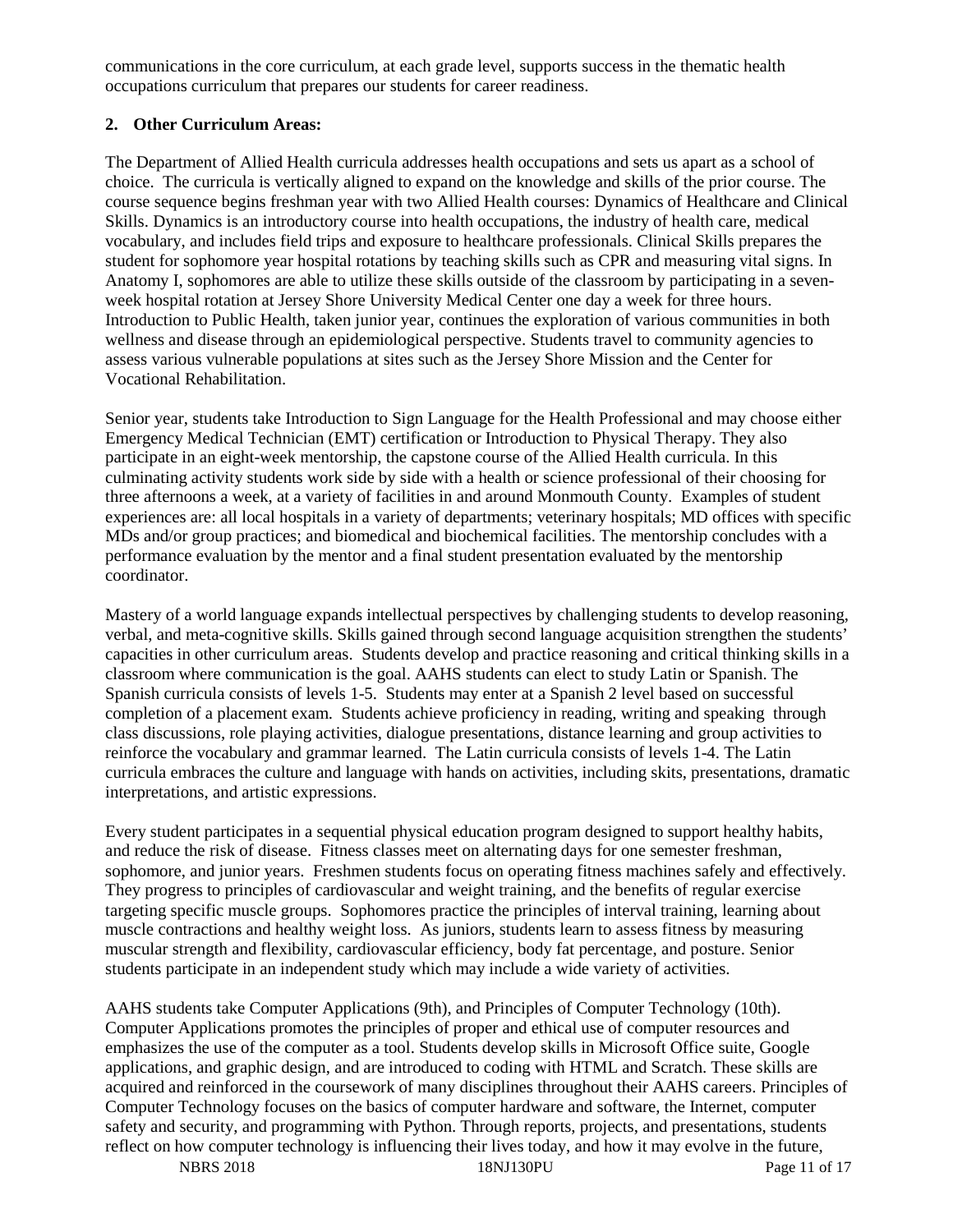communications in the core curriculum, at each grade level, supports success in the thematic health occupations curriculum that prepares our students for career readiness.

**2. Other Curriculum Areas:**

The Department of Allied Health curricula addresses health occupations and sets us apart as a school of choice. The curricula is vertically aligned to expand on the knowledge and skills of the prior course. The course sequence begins freshman year with two Allied Health courses: Dynamics of Healthcare and Clinical Skills. Dynamics is an introductory course into health occupations, the industry of health care, medical vocabulary, and includes field trips and exposure to healthcare professionals. Clinical Skills prepares the student for sophomore year hospital rotations by teaching skills such as CPR and measuring vital signs. In Anatomy I, sophomores are able to utilize these skills outside of the classroom by participating in a seven-week hospital rotation at Jersey Shore University Medical Center one day a week for three hours. Introduction to Public Health, taken junior year, continues the exploration of various communities in both wellness and disease through an epidemiological perspective. Students travel to community agencies to assess various vulnerable populations at sites such as the Jersey Shore Mission and the Center for Vocational Rehabilitation.

Senior year, students take Introduction to Sign Language for the Health Professional and may choose either Emergency Medical Technician (EMT) certification or Introduction to Physical Therapy. They also participate in an eight-week mentorship, the capstone course of the Allied Health curricula. In this culminating activity students work side by side with a health or science professional of their choosing for three afternoons a week, at a variety of facilities in and around Monmouth County. Examples of student experiences are: all local hospitals in a variety of departments; veterinary hospitals; MD offices with specific MDs and/or group practices; and biomedical and biochemical facilities. The mentorship concludes with a performance evaluation by the mentor and a final student presentation evaluated by the mentorship coordinator.

Mastery of a world language expands intellectual perspectives by challenging students to develop reasoning, verbal, and meta-cognitive skills. Skills gained through second language acquisition strengthen the students' capacities in other curriculum areas. Students develop and practice reasoning and critical thinking skills in a classroom where communication is the goal. AAHS students can elect to study Latin or Spanish. The Spanish curricula consists of levels 1-5. Students may enter at a Spanish 2 level based on successful completion of a placement exam. Students achieve proficiency in reading, writing and speaking through class discussions, role playing activities, dialogue presentations, distance learning and group activities to reinforce the vocabulary and grammar learned. The Latin curricula consists of levels 1-4. The Latin curricula embraces the culture and language with hands on activities, including skits, presentations, dramatic interpretations, and artistic expressions.

Every student participates in a sequential physical education program designed to support healthy habits, and reduce the risk of disease. Fitness classes meet on alternating days for one semester freshman, sophomore, and junior years. Freshmen students focus on operating fitness machines safely and effectively. They progress to principles of cardiovascular and weight training, and the benefits of regular exercise targeting specific muscle groups. Sophomores practice the principles of interval training, learning about muscle contractions and healthy weight loss. As juniors, students learn to assess fitness by measuring muscular strength and flexibility, cardiovascular efficiency, body fat percentage, and posture. Senior students participate in an independent study which may include a wide variety of activities.

AAHS students take Computer Applications (9th), and Principles of Computer Technology (10th). Computer Applications promotes the principles of proper and ethical use of computer resources and emphasizes the use of the computer as a tool. Students develop skills in Microsoft Office suite, Google applications, and graphic design, and are introduced to coding with HTML and Scratch. These skills are acquired and reinforced in the coursework of many disciplines throughout their AAHS careers. Principles of Computer Technology focuses on the basics of computer hardware and software, the Internet, computer safety and security, and programming with Python. Through reports, projects, and presentations, students reflect on how computer technology is influencing their lives today, and how it may evolve in the future,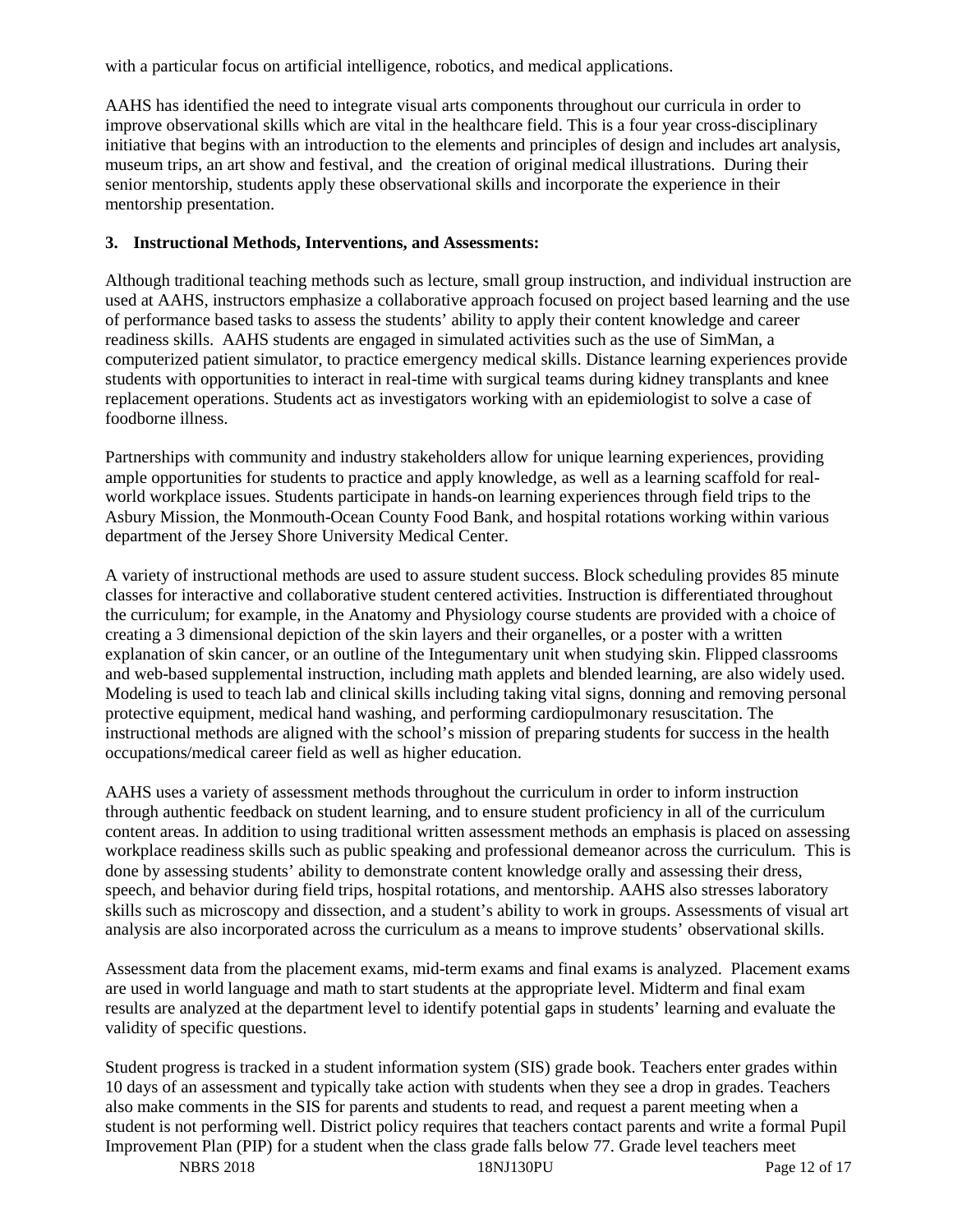with a particular focus on artificial intelligence, robotics, and medical applications.

AAHS has identified the need to integrate visual arts components throughout our curricula in order to improve observational skills which are vital in the healthcare field. This is a four year cross-disciplinary initiative that begins with an introduction to the elements and principles of design and includes art analysis, museum trips, an art show and festival, and the creation of original medical illustrations. During their senior mentorship, students apply these observational skills and incorporate the experience in their mentorship presentation.

**3. Instructional Methods, Interventions, and Assessments:**

Although traditional teaching methods such as lecture, small group instruction, and individual instruction are used at AAHS, instructors emphasize a collaborative approach focused on project based learning and the use of performance based tasks to assess the students' ability to apply their content knowledge and career readiness skills. AAHS students are engaged in simulated activities such as the use of SimMan, a computerized patient simulator, to practice emergency medical skills. Distance learning experiences provide students with opportunities to interact in real-time with surgical teams during kidney transplants and knee replacement operations. Students act as investigators working with an epidemiologist to solve a case of foodborne illness.

Partnerships with community and industry stakeholders allow for unique learning experiences, providing ample opportunities for students to practice and apply knowledge, as well as a learning scaffold for real-world workplace issues. Students participate in hands-on learning experiences through field trips to the Asbury Mission, the Monmouth-Ocean County Food Bank, and hospital rotations working within various department of the Jersey Shore University Medical Center.

A variety of instructional methods are used to assure student success. Block scheduling provides 85 minute classes for interactive and collaborative student centered activities. Instruction is differentiated throughout the curriculum; for example, in the Anatomy and Physiology course students are provided with a choice of creating a 3 dimensional depiction of the skin layers and their organelles, or a poster with a written explanation of skin cancer, or an outline of the Integumentary unit when studying skin. Flipped classrooms and web-based supplemental instruction, including math applets and blended learning, are also widely used. Modeling is used to teach lab and clinical skills including taking vital signs, donning and removing personal protective equipment, medical hand washing, and performing cardiopulmonary resuscitation. The instructional methods are aligned with the school's mission of preparing students for success in the health occupations/medical career field as well as higher education.

AAHS uses a variety of assessment methods throughout the curriculum in order to inform instruction through authentic feedback on student learning, and to ensure student proficiency in all of the curriculum content areas. In addition to using traditional written assessment methods an emphasis is placed on assessing workplace readiness skills such as public speaking and professional demeanor across the curriculum. This is done by assessing students' ability to demonstrate content knowledge orally and assessing their dress, speech, and behavior during field trips, hospital rotations, and mentorship. AAHS also stresses laboratory skills such as microscopy and dissection, and a student's ability to work in groups. Assessments of visual art analysis are also incorporated across the curriculum as a means to improve students' observational skills.

Assessment data from the placement exams, mid-term exams and final exams is analyzed. Placement exams are used in world language and math to start students at the appropriate level. Midterm and final exam results are analyzed at the department level to identify potential gaps in students' learning and evaluate the validity of specific questions.

Student progress is tracked in a student information system (SIS) grade book. Teachers enter grades within 10 days of an assessment and typically take action with students when they see a drop in grades. Teachers also make comments in the SIS for parents and students to read, and request a parent meeting when a student is not performing well. District policy requires that teachers contact parents and write a formal Pupil Improvement Plan (PIP) for a student when the class grade falls below 77. Grade level teachers meet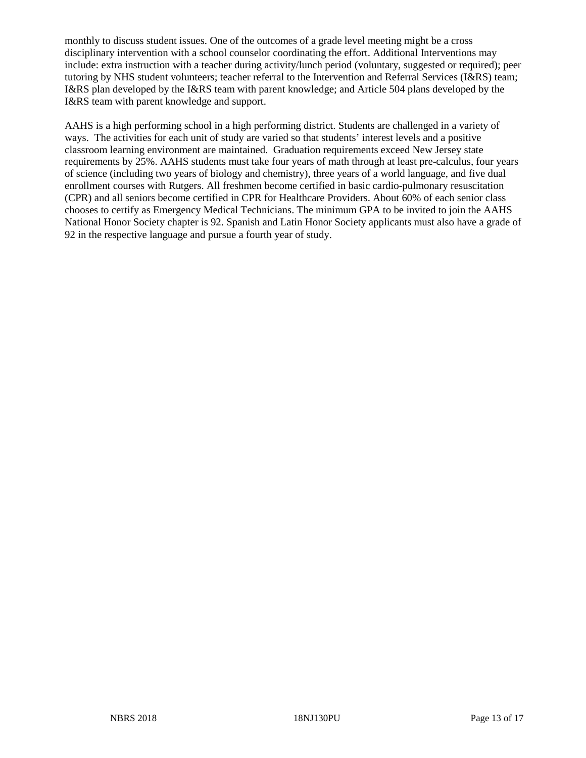monthly to discuss student issues. One of the outcomes of a grade level meeting might be a cross disciplinary intervention with a school counselor coordinating the effort. Additional Interventions may include: extra instruction with a teacher during activity/lunch period (voluntary, suggested or required); peer tutoring by NHS student volunteers; teacher referral to the Intervention and Referral Services (I&RS) team; I&RS plan developed by the I&RS team with parent knowledge; and Article 504 plans developed by the I&RS team with parent knowledge and support.

AAHS is a high performing school in a high performing district. Students are challenged in a variety of ways. The activities for each unit of study are varied so that students' interest levels and a positive classroom learning environment are maintained. Graduation requirements exceed New Jersey state requirements by 25%. AAHS students must take four years of math through at least pre-calculus, four years of science (including two years of biology and chemistry), three years of a world language, and five dual enrollment courses with Rutgers. All freshmen become certified in basic cardio-pulmonary resuscitation (CPR) and all seniors become certified in CPR for Healthcare Providers. About 60% of each senior class chooses to certify as Emergency Medical Technicians. The minimum GPA to be invited to join the AAHS National Honor Society chapter is 92. Spanish and Latin Honor Society applicants must also have a grade of 92 in the respective language and pursue a fourth year of study.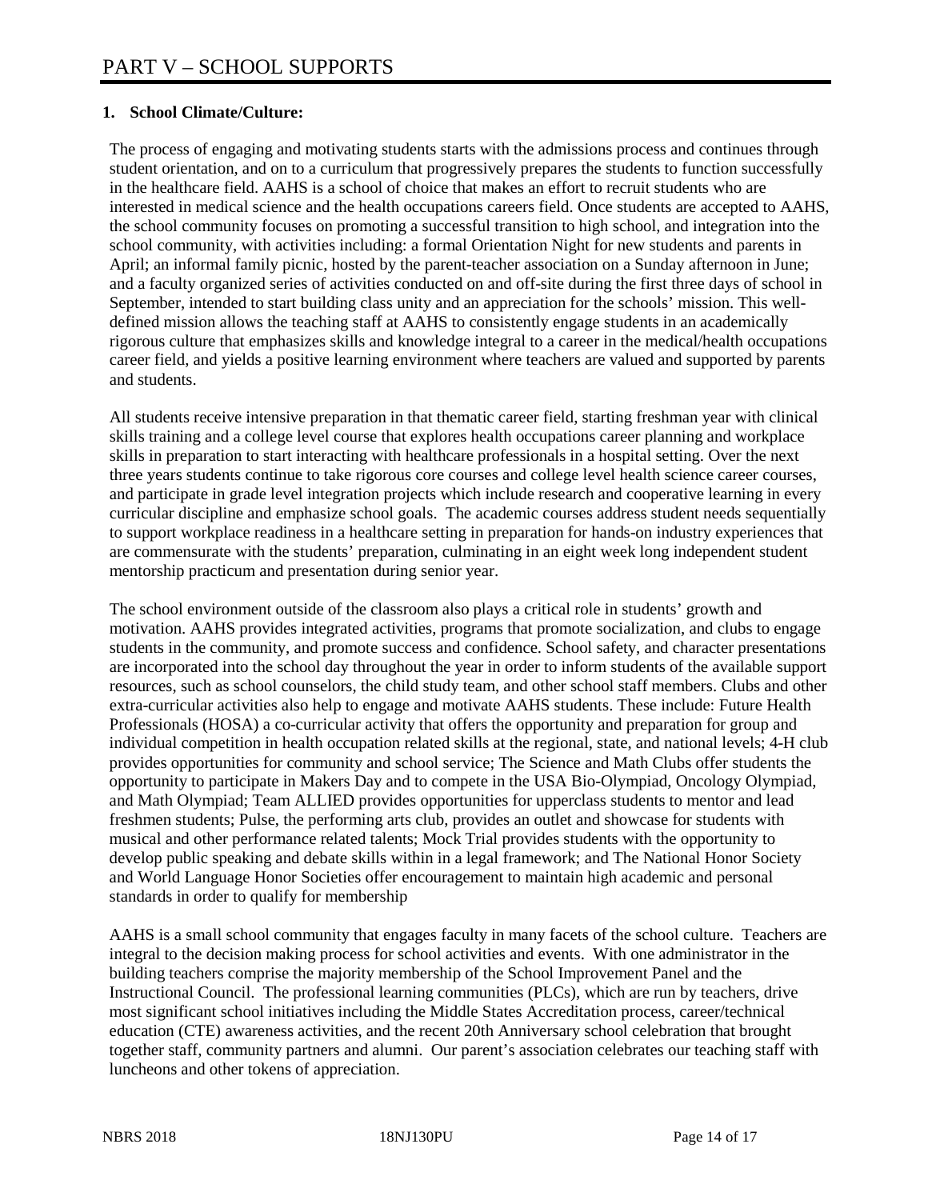# PART V – SCHOOL SUPPORTS

## 1. School Climate/Culture:

The process of engaging and motivating students starts with the admissions process and continues through student orientation, and on to a curriculum that progressively prepares the students to function successfully in the healthcare field. AAHS is a school of choice that makes an effort to recruit students who are interested in medical science and the health occupations careers field. Once students are accepted to AAHS, the school community focuses on promoting a successful transition to high school, and integration into the school community, with activities including: a formal Orientation Night for new students and parents in April; an informal family picnic, hosted by the parent-teacher association on a Sunday afternoon in June; and a faculty organized series of activities conducted on and off-site during the first three days of school in September, intended to start building class unity and an appreciation for the schools' mission. This well-defined mission allows the teaching staff at AAHS to consistently engage students in an academically rigorous culture that emphasizes skills and knowledge integral to a career in the medical/health occupations career field, and yields a positive learning environment where teachers are valued and supported by parents and students.

All students receive intensive preparation in that thematic career field, starting freshman year with clinical skills training and a college level course that explores health occupations career planning and workplace skills in preparation to start interacting with healthcare professionals in a hospital setting. Over the next three years students continue to take rigorous core courses and college level health science career courses, and participate in grade level integration projects which include research and cooperative learning in every curricular discipline and emphasize school goals. The academic courses address student needs sequentially to support workplace readiness in a healthcare setting in preparation for hands-on industry experiences that are commensurate with the students' preparation, culminating in an eight week long independent student mentorship practicum and presentation during senior year.

The school environment outside of the classroom also plays a critical role in students' growth and motivation. AAHS provides integrated activities, programs that promote socialization, and clubs to engage students in the community, and promote success and confidence. School safety, and character presentations are incorporated into the school day throughout the year in order to inform students of the available support resources, such as school counselors, the child study team, and other school staff members. Clubs and other extra-curricular activities also help to engage and motivate AAHS students. These include: Future Health Professionals (HOSA) a co-curricular activity that offers the opportunity and preparation for group and individual competition in health occupation related skills at the regional, state, and national levels; 4-H club provides opportunities for community and school service; The Science and Math Clubs offer students the opportunity to participate in Makers Day and to compete in the USA Bio-Olympiad, Oncology Olympiad, and Math Olympiad; Team ALLIED provides opportunities for upperclass students to mentor and lead freshmen students; Pulse, the performing arts club, provides an outlet and showcase for students with musical and other performance related talents; Mock Trial provides students with the opportunity to develop public speaking and debate skills within in a legal framework; and The National Honor Society and World Language Honor Societies offer encouragement to maintain high academic and personal standards in order to qualify for membership

AAHS is a small school community that engages faculty in many facets of the school culture. Teachers are integral to the decision making process for school activities and events. With one administrator in the building teachers comprise the majority membership of the School Improvement Panel and the Instructional Council. The professional learning communities (PLCs), which are run by teachers, drive most significant school initiatives including the Middle States Accreditation process, career/technical education (CTE) awareness activities, and the recent 20th Anniversary school celebration that brought together staff, community partners and alumni. Our parent's association celebrates our teaching staff with luncheons and other tokens of appreciation.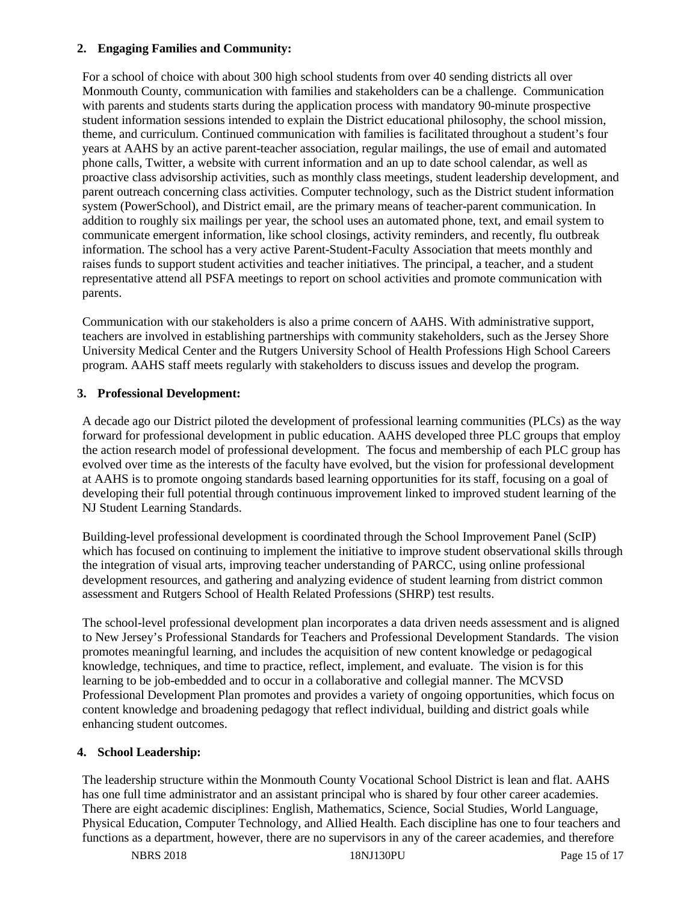**2. Engaging Families and Community:**

For a school of choice with about 300 high school students from over 40 sending districts all over Monmouth County, communication with families and stakeholders can be a challenge. Communication with parents and students starts during the application process with mandatory 90-minute prospective student information sessions intended to explain the District educational philosophy, the school mission, theme, and curriculum. Continued communication with families is facilitated throughout a student's four years at AAHS by an active parent-teacher association, regular mailings, the use of email and automated phone calls, Twitter, a website with current information and an up to date school calendar, as well as proactive class advisorship activities, such as monthly class meetings, student leadership development, and parent outreach concerning class activities. Computer technology, such as the District student information system (PowerSchool), and District email, are the primary means of teacher-parent communication. In addition to roughly six mailings per year, the school uses an automated phone, text, and email system to communicate emergent information, like school closings, activity reminders, and recently, flu outbreak information. The school has a very active Parent-Student-Faculty Association that meets monthly and raises funds to support student activities and teacher initiatives. The principal, a teacher, and a student representative attend all PSFA meetings to report on school activities and promote communication with parents.

Communication with our stakeholders is also a prime concern of AAHS. With administrative support, teachers are involved in establishing partnerships with community stakeholders, such as the Jersey Shore University Medical Center and the Rutgers University School of Health Professions High School Careers program. AAHS staff meets regularly with stakeholders to discuss issues and develop the program.

**3. Professional Development:**

A decade ago our District piloted the development of professional learning communities (PLCs) as the way forward for professional development in public education. AAHS developed three PLC groups that employ the action research model of professional development. The focus and membership of each PLC group has evolved over time as the interests of the faculty have evolved, but the vision for professional development at AAHS is to promote ongoing standards based learning opportunities for its staff, focusing on a goal of developing their full potential through continuous improvement linked to improved student learning of the NJ Student Learning Standards.

Building-level professional development is coordinated through the School Improvement Panel (ScIP) which has focused on continuing to implement the initiative to improve student observational skills through the integration of visual arts, improving teacher understanding of PARCC, using online professional development resources, and gathering and analyzing evidence of student learning from district common assessment and Rutgers School of Health Related Professions (SHRP) test results.

The school-level professional development plan incorporates a data driven needs assessment and is aligned to New Jersey's Professional Standards for Teachers and Professional Development Standards. The vision promotes meaningful learning, and includes the acquisition of new content knowledge or pedagogical knowledge, techniques, and time to practice, reflect, implement, and evaluate. The vision is for this learning to be job-embedded and to occur in a collaborative and collegial manner. The MCVSD Professional Development Plan promotes and provides a variety of ongoing opportunities, which focus on content knowledge and broadening pedagogy that reflect individual, building and district goals while enhancing student outcomes.

**4. School Leadership:**

The leadership structure within the Monmouth County Vocational School District is lean and flat. AAHS has one full time administrator and an assistant principal who is shared by four other career academies. There are eight academic disciplines: English, Mathematics, Science, Social Studies, World Language, Physical Education, Computer Technology, and Allied Health. Each discipline has one to four teachers and functions as a department, however, there are no supervisors in any of the career academies, and therefore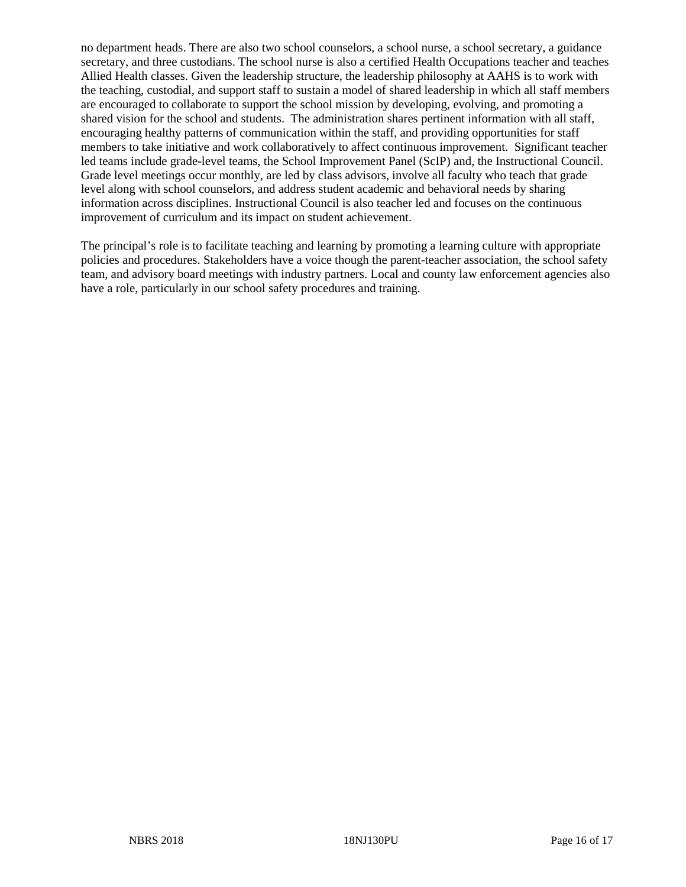no department heads. There are also two school counselors, a school nurse, a school secretary, a guidance secretary, and three custodians. The school nurse is also a certified Health Occupations teacher and teaches Allied Health classes. Given the leadership structure, the leadership philosophy at AAHS is to work with the teaching, custodial, and support staff to sustain a model of shared leadership in which all staff members are encouraged to collaborate to support the school mission by developing, evolving, and promoting a shared vision for the school and students. The administration shares pertinent information with all staff, encouraging healthy patterns of communication within the staff, and providing opportunities for staff members to take initiative and work collaboratively to affect continuous improvement. Significant teacher led teams include grade-level teams, the School Improvement Panel (ScIP) and, the Instructional Council. Grade level meetings occur monthly, are led by class advisors, involve all faculty who teach that grade level along with school counselors, and address student academic and behavioral needs by sharing information across disciplines. Instructional Council is also teacher led and focuses on the continuous improvement of curriculum and its impact on student achievement.

The principal's role is to facilitate teaching and learning by promoting a learning culture with appropriate policies and procedures. Stakeholders have a voice though the parent-teacher association, the school safety team, and advisory board meetings with industry partners. Local and county law enforcement agencies also have a role, particularly in our school safety procedures and training.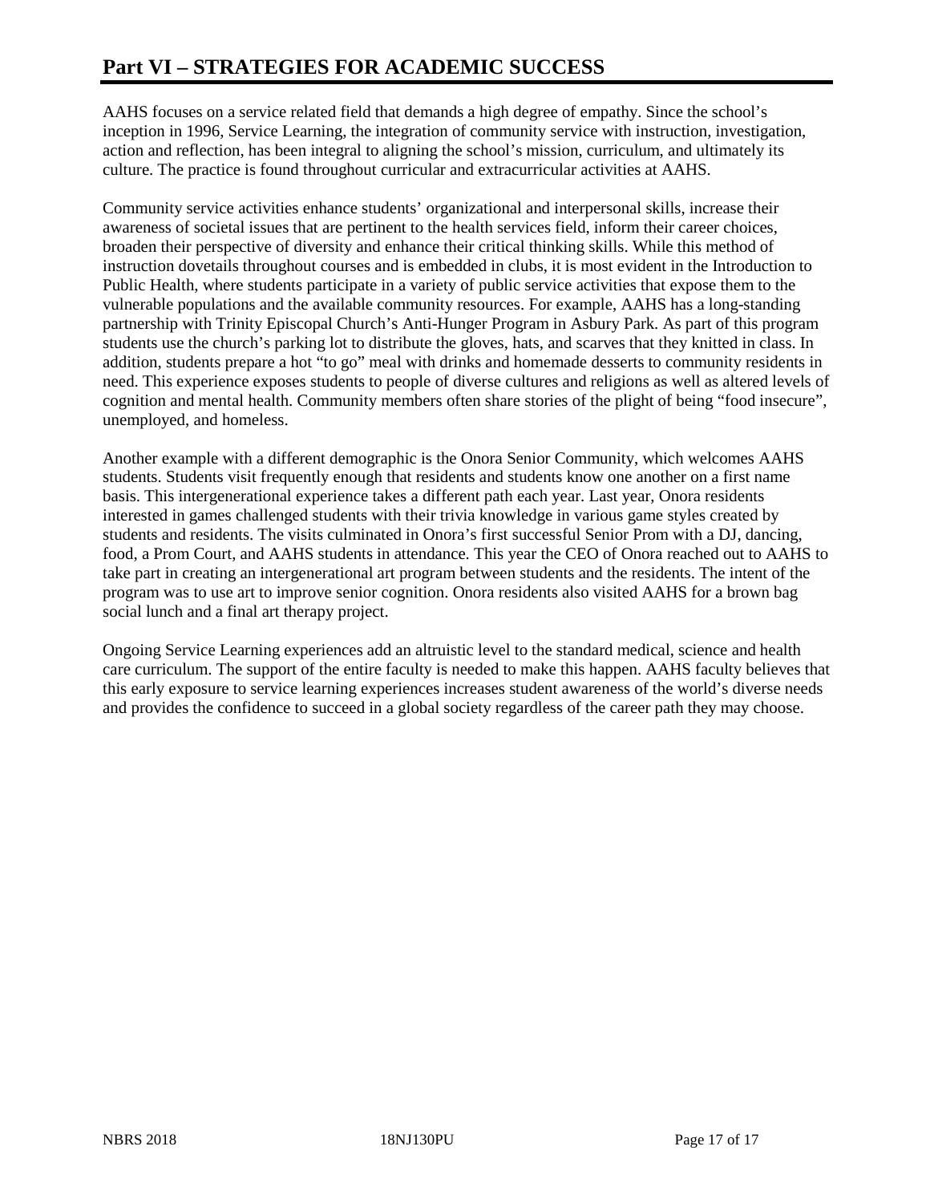# Part VI – STRATEGIES FOR ACADEMIC SUCCESS

AAHS focuses on a service related field that demands a high degree of empathy. Since the school's inception in 1996, Service Learning, the integration of community service with instruction, investigation, action and reflection, has been integral to aligning the school's mission, curriculum, and ultimately its culture. The practice is found throughout curricular and extracurricular activities at AAHS.

Community service activities enhance students' organizational and interpersonal skills, increase their awareness of societal issues that are pertinent to the health services field, inform their career choices, broaden their perspective of diversity and enhance their critical thinking skills. While this method of instruction dovetails throughout courses and is embedded in clubs, it is most evident in the Introduction to Public Health, where students participate in a variety of public service activities that expose them to the vulnerable populations and the available community resources. For example, AAHS has a long-standing partnership with Trinity Episcopal Church's Anti-Hunger Program in Asbury Park. As part of this program students use the church's parking lot to distribute the gloves, hats, and scarves that they knitted in class. In addition, students prepare a hot "to go" meal with drinks and homemade desserts to community residents in need. This experience exposes students to people of diverse cultures and religions as well as altered levels of cognition and mental health. Community members often share stories of the plight of being "food insecure", unemployed, and homeless.

Another example with a different demographic is the Onora Senior Community, which welcomes AAHS students. Students visit frequently enough that residents and students know one another on a first name basis. This intergenerational experience takes a different path each year. Last year, Onora residents interested in games challenged students with their trivia knowledge in various game styles created by students and residents. The visits culminated in Onora's first successful Senior Prom with a DJ, dancing, food, a Prom Court, and AAHS students in attendance. This year the CEO of Onora reached out to AAHS to take part in creating an intergenerational art program between students and the residents. The intent of the program was to use art to improve senior cognition. Onora residents also visited AAHS for a brown bag social lunch and a final art therapy project.

Ongoing Service Learning experiences add an altruistic level to the standard medical, science and health care curriculum. The support of the entire faculty is needed to make this happen. AAHS faculty believes that this early exposure to service learning experiences increases student awareness of the world's diverse needs and provides the confidence to succeed in a global society regardless of the career path they may choose.